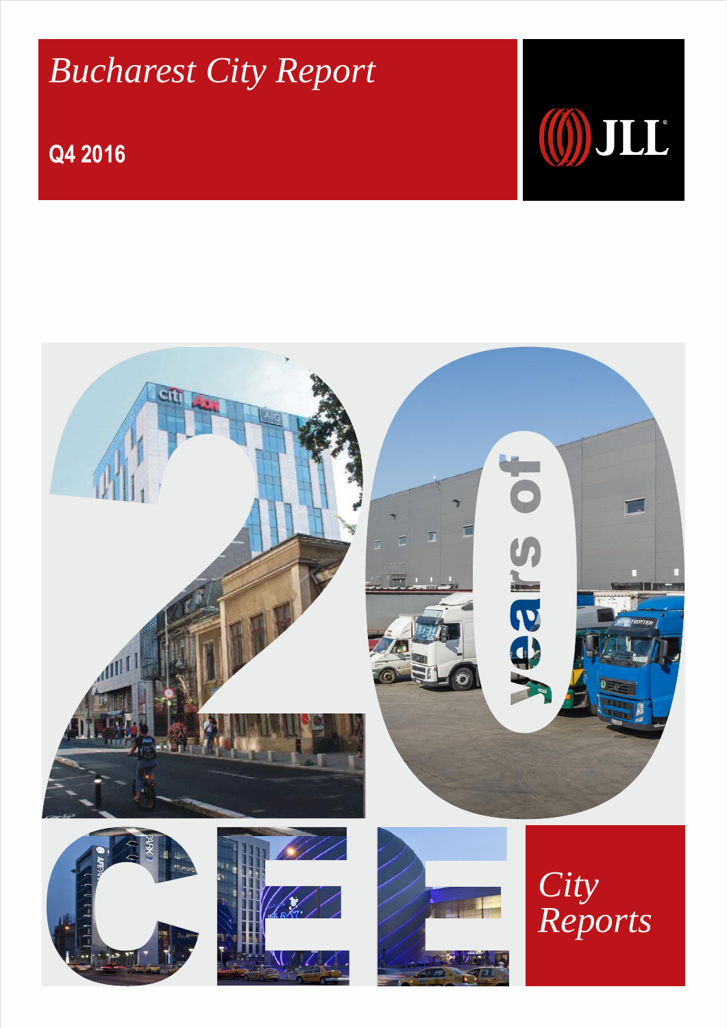# *Bucharest City Report*

**Q4 2016**

JLL

20 years of CEE

*City Reports*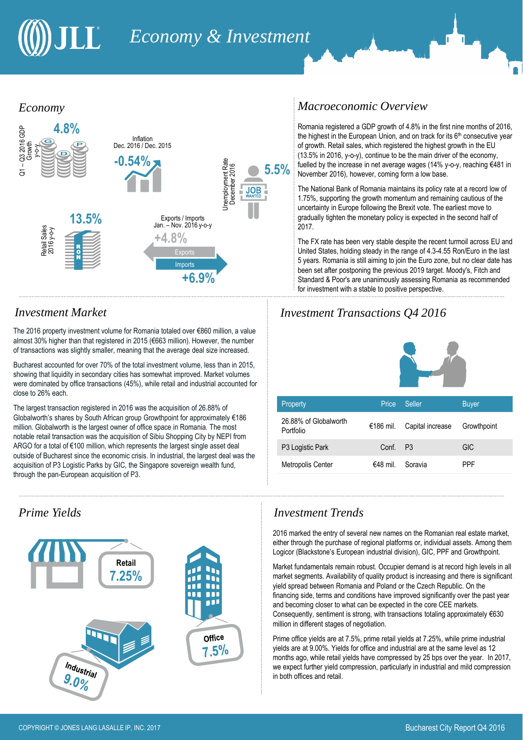# Economy & Investment

## Economy

Q1 – Q3 2016 GDP Growth y-o-y
4.8%

Inflation
Dec. 2016 / Dec. 2015
-0.54%

Unemployment Rate
December 2016
5.5%

Retail Sales
2016 y-o-y
13.5%

Exports / Imports
Jan. – Nov. 2016 y-o-y
+4.8%
Exports
Imports
+6.9%

## Macroeconomic Overview

Romania registered a GDP growth of 4.8% in the first nine months of 2016, the highest in the European Union, and on track for its 6th consecutive year of growth. Retail sales, which registered the highest growth in the EU (13.5% in 2016, y-o-y), continue to be the main driver of the economy, fuelled by the increase in net average wages (14% y-o-y, reaching €481 in November 2016), however, coming form a low base.

The National Bank of Romania maintains its policy rate at a record low of 1.75%, supporting the growth momentum and remaining cautious of the uncertainty in Europe following the Brexit vote. The earliest move to gradually tighten the monetary policy is expected in the second half of 2017.

The FX rate has been very stable despite the recent turmoil across EU and United States, holding steady in the range of 4.3-4.55 Ron/Euro in the last 5 years. Romania is still aiming to join the Euro zone, but no clear date has been set after postponing the previous 2019 target. Moody's, Fitch and Standard & Poor's are unanimously assessing Romania as recommended for investment with a stable to positive perspective.

## Investment Market

The 2016 property investment volume for Romania totaled over €860 million, a value almost 30% higher than that registered in 2015 (€663 million). However, the number of transactions was slightly smaller, meaning that the average deal size increased.

Bucharest accounted for over 70% of the total investment volume, less than in 2015, showing that liquidity in secondary cities has somewhat improved. Market volumes were dominated by office transactions (45%), while retail and industrial accounted for close to 26% each.

The largest transaction registered in 2016 was the acquisition of 26.88% of Globalworth's shares by South African group Growthpoint for approximately €186 million. Globalworth is the largest owner of office space in Romania. The most notable retail transaction was the acquisition of Sibiu Shopping City by NEPI from ARGO for a total of €100 million, which represents the largest single asset deal outside of Bucharest since the economic crisis. In industrial, the largest deal was the acquisition of P3 Logistic Parks by GIC, the Singapore sovereign wealth fund, through the pan-European acquisition of P3.

## Investment Transactions Q4 2016

| Property | Price | Seller | Buyer |
|---|---|---|---|
| 26.88% of Globalworth Portfolio | €186 mil. | Capital increase | Growthpoint |
| P3 Logistic Park | Conf. | P3 | GIC |
| Metropolis Center | €48 mil. | Soravia | PPF |

## Prime Yields

Retail 7.25%

Office 7.5%

Industrial 9.0%

## Investment Trends

2016 marked the entry of several new names on the Romanian real estate market, either through the purchase of regional platforms or, individual assets. Among them Logicor (Blackstone's European industrial division), GIC, PPF and Growthpoint.

Market fundamentals remain robust. Occupier demand is at record high levels in all market segments. Availability of quality product is increasing and there is significant yield spread between Romania and Poland or the Czech Republic. On the financing side, terms and conditions have improved significantly over the past year and becoming closer to what can be expected in the core CEE markets. Consequently, sentiment is strong, with transactions totaling approximately €630 million in different stages of negotiation.

Prime office yields are at 7.5%, prime retail yields at 7.25%, while prime industrial yields are at 9.00%. Yields for office and industrial are at the same level as 12 months ago, while retail yields have compressed by 25 bps over the year. In 2017, we expect further yield compression, particularly in industrial and mild compression in both offices and retail.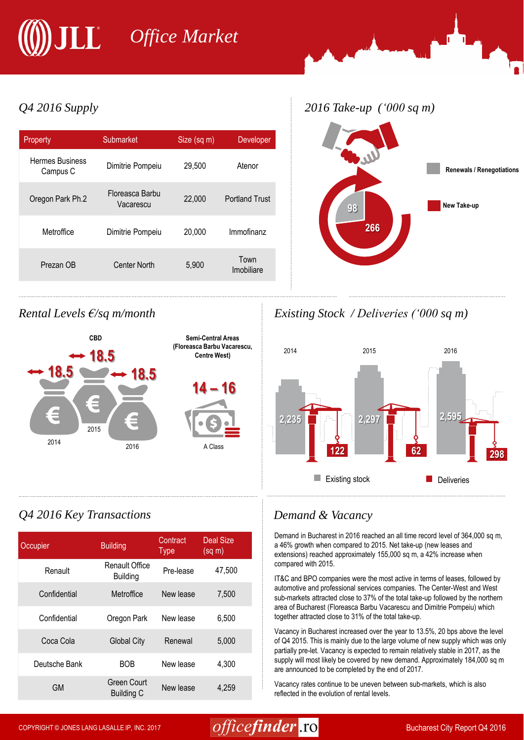# JLL Office Market

## Q4 2016 Supply

| Property | Submarket | Size (sq m) | Developer |
|---|---|---|---|
| Hermes Business Campus C | Dimitrie Pompeiu | 29,500 | Atenor |
| Oregon Park Ph.2 | Floreasca Barbu Vacarescu | 22,000 | Portland Trust |
| Metroffice | Dimitrie Pompeiu | 20,000 | Immofinanz |
| Prezan OB | Center North | 5,900 | Town Imobiliare |

## 2016 Take-up (‘000 sq m)

Renewals / Renegotiations

New Take-up

98

266

## Rental Levels €/sq m/month

CBD

18.5

18.5

18.5

2014

2015

2016

Semi-Central Areas (Floreasca Barbu Vacarescu, Centre West)

14 – 16

A Class

## Existing Stock / Deliveries (‘000 sq m)

2014

2015

2016

2,235

122

2,297

62

2,595

298

Existing stock

Deliveries

## Q4 2016 Key Transactions

| Occupier | Building | Contract Type | Deal Size (sq m) |
|---|---|---|---|
| Renault | Renault Office Building | Pre-lease | 47,500 |
| Confidential | Metroffice | New lease | 7,500 |
| Confidential | Oregon Park | New lease | 6,500 |
| Coca Cola | Global City | Renewal | 5,000 |
| Deutsche Bank | BOB | New lease | 4,300 |
| GM | Green Court Building C | New lease | 4,259 |

## Demand & Vacancy

Demand in Bucharest in 2016 reached an all time record level of 364,000 sq m, a 46% growth when compared to 2015. Net take-up (new leases and extensions) reached approximately 155,000 sq m, a 42% increase when compared with 2015.

IT&C and BPO companies were the most active in terms of leases, followed by automotive and professional services companies. The Center-West and West sub-markets attracted close to 37% of the total take-up followed by the northern area of Bucharest (Floreasca Barbu Vacarescu and Dimitrie Pompeiu) which together attracted close to 31% of the total take-up.

Vacancy in Bucharest increased over the year to 13.5%, 20 bps above the level of Q4 2015. This is mainly due to the large volume of new supply which was only partially pre-let. Vacancy is expected to remain relatively stable in 2017, as the supply will most likely be covered by new demand. Approximately 184,000 sq m are announced to be completed by the end of 2017.

Vacancy rates continue to be uneven between sub-markets, which is also reflected in the evolution of rental levels.

COPYRIGHT © JONES LANG LASALLE IP, INC. 2017 officefinder.ro Bucharest City Report Q4 2016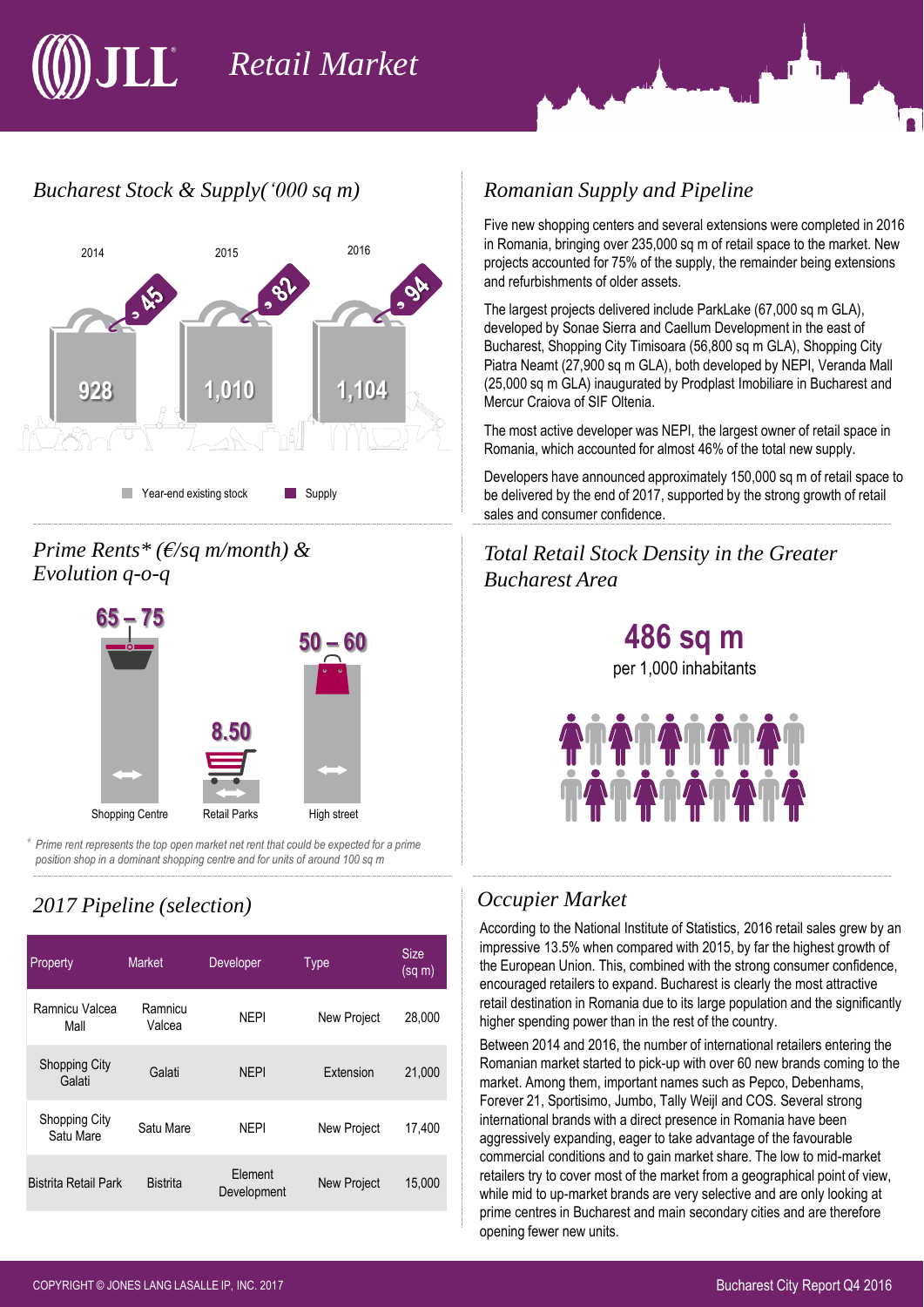# Retail Market

## Bucharest Stock & Supply('000 sq m)

| | 2014 | 2015 | 2016 |
|---|---|---|---|
| Year-end existing stock | 928 | 1,010 | 1,104 |
| Supply | 45 | 82 | 94 |

## Prime Rents* (€/sq m/month) & Evolution q-o-q

| Shopping Centre | Retail Parks | High street |
|---|---|---|
| 65 – 75 | 8.50 | 50 – 60 |

\* *Prime rent represents the top open market net rent that could be expected for a prime position shop in a dominant shopping centre and for units of around 100 sq m*

## 2017 Pipeline (selection)

| Property | Market | Developer | Type | Size (sq m) |
|---|---|---|---|---|
| Ramnicu Valcea Mall | Ramnicu Valcea | NEPI | New Project | 28,000 |
| Shopping City Galati | Galati | NEPI | Extension | 21,000 |
| Shopping City Satu Mare | Satu Mare | NEPI | New Project | 17,400 |
| Bistrita Retail Park | Bistrita | Element Development | New Project | 15,000 |

## Romanian Supply and Pipeline

Five new shopping centers and several extensions were completed in 2016 in Romania, bringing over 235,000 sq m of retail space to the market. New projects accounted for 75% of the supply, the remainder being extensions and refurbishments of older assets.

The largest projects delivered include ParkLake (67,000 sq m GLA), developed by Sonae Sierra and Caellum Development in the east of Bucharest, Shopping City Timisoara (56,800 sq m GLA), Shopping City Piatra Neamt (27,900 sq m GLA), both developed by NEPI, Veranda Mall (25,000 sq m GLA) inaugurated by Prodplast Imobiliare in Bucharest and Mercur Craiova of SIF Oltenia.

The most active developer was NEPI, the largest owner of retail space in Romania, which accounted for almost 46% of the total new supply.

Developers have announced approximately 150,000 sq m of retail space to be delivered by the end of 2017, supported by the strong growth of retail sales and consumer confidence.

## Total Retail Stock Density in the Greater Bucharest Area

**486 sq m**
per 1,000 inhabitants

## Occupier Market

According to the National Institute of Statistics, 2016 retail sales grew by an impressive 13.5% when compared with 2015, by far the highest growth of the European Union. This, combined with the strong consumer confidence, encouraged retailers to expand. Bucharest is clearly the most attractive retail destination in Romania due to its large population and the significantly higher spending power than in the rest of the country.

Between 2014 and 2016, the number of international retailers entering the Romanian market started to pick-up with over 60 new brands coming to the market. Among them, important names such as Pepco, Debenhams, Forever 21, Sportisimo, Jumbo, Tally Weijl and COS. Several strong international brands with a direct presence in Romania have been aggressively expanding, eager to take advantage of the favourable commercial conditions and to gain market share. The low to mid-market retailers try to cover most of the market from a geographical point of view, while mid to up-market brands are very selective and are only looking at prime centres in Bucharest and main secondary cities and are therefore opening fewer new units.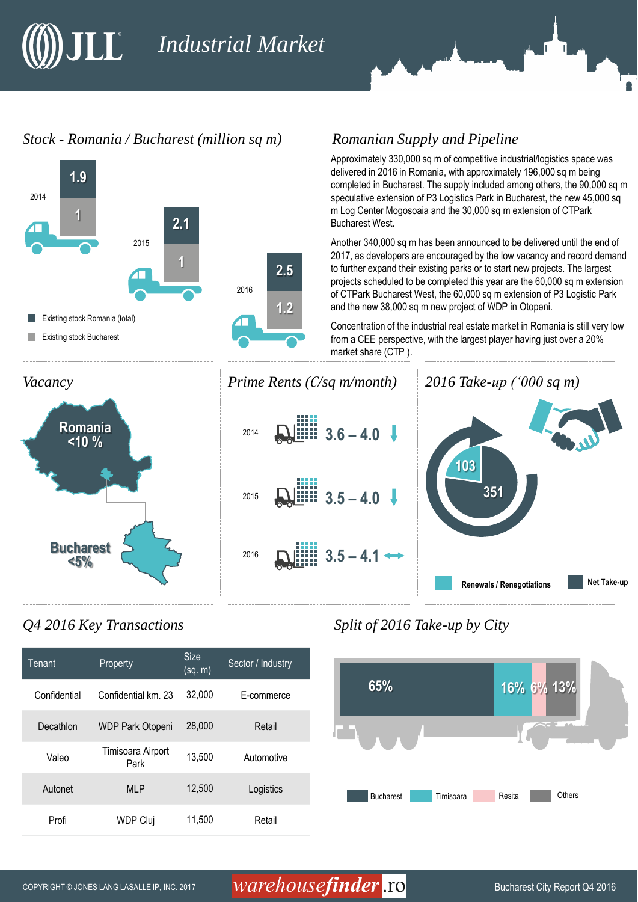# JLL Industrial Market

## Stock - Romania / Bucharest (million sq m)

2014
1.9
1

2015
2.1
1

2016
2.5
1.2

Existing stock Romania (total)

Existing stock Bucharest

## Romanian Supply and Pipeline

Approximately 330,000 sq m of competitive industrial/logistics space was delivered in 2016 in Romania, with approximately 196,000 sq m being completed in Bucharest. The supply included among others, the 90,000 sq m speculative extension of P3 Logistics Park in Bucharest, the new 45,000 sq m Log Center Mogosoaia and the 30,000 sq m extension of CTPark Bucharest West.

Another 340,000 sq m has been announced to be delivered until the end of 2017, as developers are encouraged by the low vacancy and record demand to further expand their existing parks or to start new projects. The largest projects scheduled to be completed this year are the 60,000 sq m extension of CTPark Bucharest West, the 60,000 sq m extension of P3 Logistic Park and the new 38,000 sq m new project of WDP in Otopeni.

Concentration of the industrial real estate market in Romania is still very low from a CEE perspective, with the largest player having just over a 20% market share (CTP ).

## Vacancy

Romania
<10 %

Bucharest
<5%

## Prime Rents (€/sq m/month)

2014 3.6 – 4.0

2015 3.5 – 4.0

2016 3.5 – 4.1

## 2016 Take-up ('000 sq m)

103

351

Renewals / Renegotiations

Net Take-up

## Q4 2016 Key Transactions

| Tenant | Property | Size (sq. m) | Sector / Industry |
|---|---|---|---|
| Confidential | Confidential km. 23 | 32,000 | E-commerce |
| Decathlon | WDP Park Otopeni | 28,000 | Retail |
| Valeo | Timisoara Airport Park | 13,500 | Automotive |
| Autonet | MLP | 12,500 | Logistics |
| Profi | WDP Cluj | 11,500 | Retail |

## Split of 2016 Take-up by City

65%
16%
6%
13%

Bucharest
Timisoara
Resita
Others

COPYRIGHT © JONES LANG LASALLE IP, INC. 2017

warehousefinder.ro

Bucharest City Report Q4 2016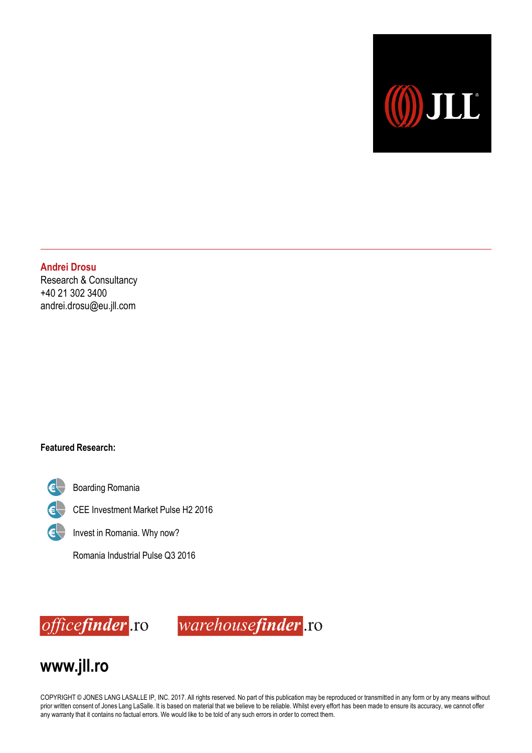**Andrei Drosu**
Research & Consultancy
+40 21 302 3400
andrei.drosu@eu.jll.com

**Featured Research:**

- Boarding Romania
- CEE Investment Market Pulse H2 2016
- Invest in Romania. Why now?
- Romania Industrial Pulse Q3 2016

*officefinder*.ro

*warehousefinder*.ro

**www.jll.ro**

COPYRIGHT © JONES LANG LASALLE IP, INC. 2017. All rights reserved. No part of this publication may be reproduced or transmitted in any form or by any means without prior written consent of Jones Lang LaSalle. It is based on material that we believe to be reliable. Whilst every effort has been made to ensure its accuracy, we cannot offer any warranty that it contains no factual errors. We would like to be told of any such errors in order to correct them.